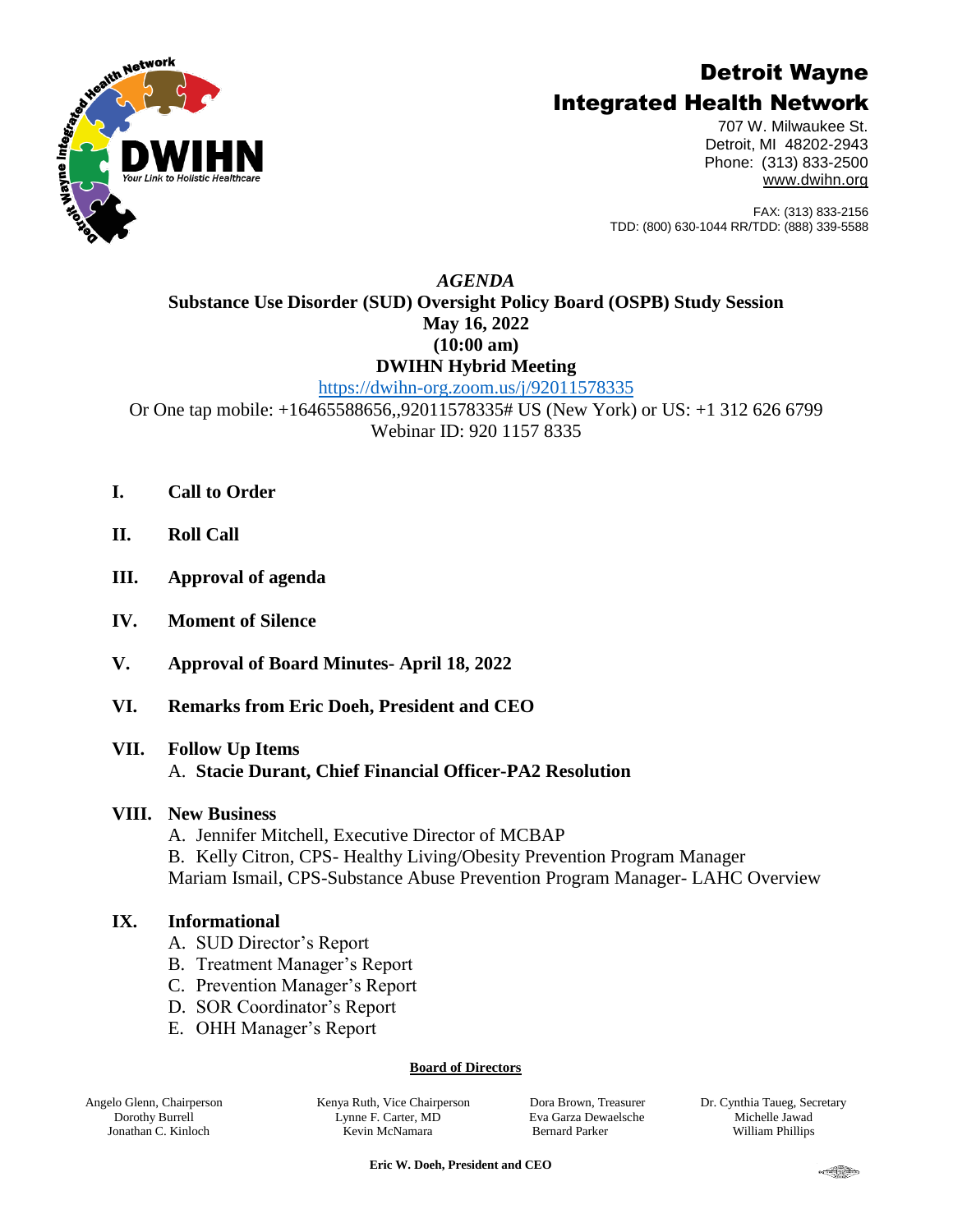# Detroit Wayne Integrated Health Network

707 W. Milwaukee St.
Detroit, MI 48202-2943
Phone: (313) 833-2500
www.dwihn.org

FAX: (313) 833-2156
TDD: (800) 630-1044 RR/TDD: (888) 339-5588

*AGENDA*

**Substance Use Disorder (SUD) Oversight Policy Board (OSPB) Study Session**
**May 16, 2022**
**(10:00 am)**
**DWIHN Hybrid Meeting**

https://dwihn-org.zoom.us/j/92011578335

Or One tap mobile: +16465588656,,92011578335# US (New York) or US: +1 312 626 6799
Webinar ID: 920 1157 8335

**I. Call to Order**

**II. Roll Call**

**III. Approval of agenda**

**IV. Moment of Silence**

**V. Approval of Board Minutes- April 18, 2022**

**VI. Remarks from Eric Doeh, President and CEO**

**VII. Follow Up Items**
   A. **Stacie Durant, Chief Financial Officer-PA2 Resolution**

**VIII. New Business**
   A. Jennifer Mitchell, Executive Director of MCBAP
   B. Kelly Citron, CPS- Healthy Living/Obesity Prevention Program Manager
   Mariam Ismail, CPS-Substance Abuse Prevention Program Manager- LAHC Overview

**IX. Informational**
   A. SUD Director's Report
   B. Treatment Manager's Report
   C. Prevention Manager's Report
   D. SOR Coordinator's Report
   E. OHH Manager's Report

**Board of Directors**

| | | | |
|---|---|---|---|
| Angelo Glenn, Chairperson | Kenya Ruth, Vice Chairperson | Dora Brown, Treasurer | Dr. Cynthia Taueg, Secretary |
| Dorothy Burrell | Lynne F. Carter, MD | Eva Garza Dewaelsche | Michelle Jawad |
| Jonathan C. Kinloch | Kevin McNamara | Bernard Parker | William Phillips |

**Eric W. Doeh, President and CEO**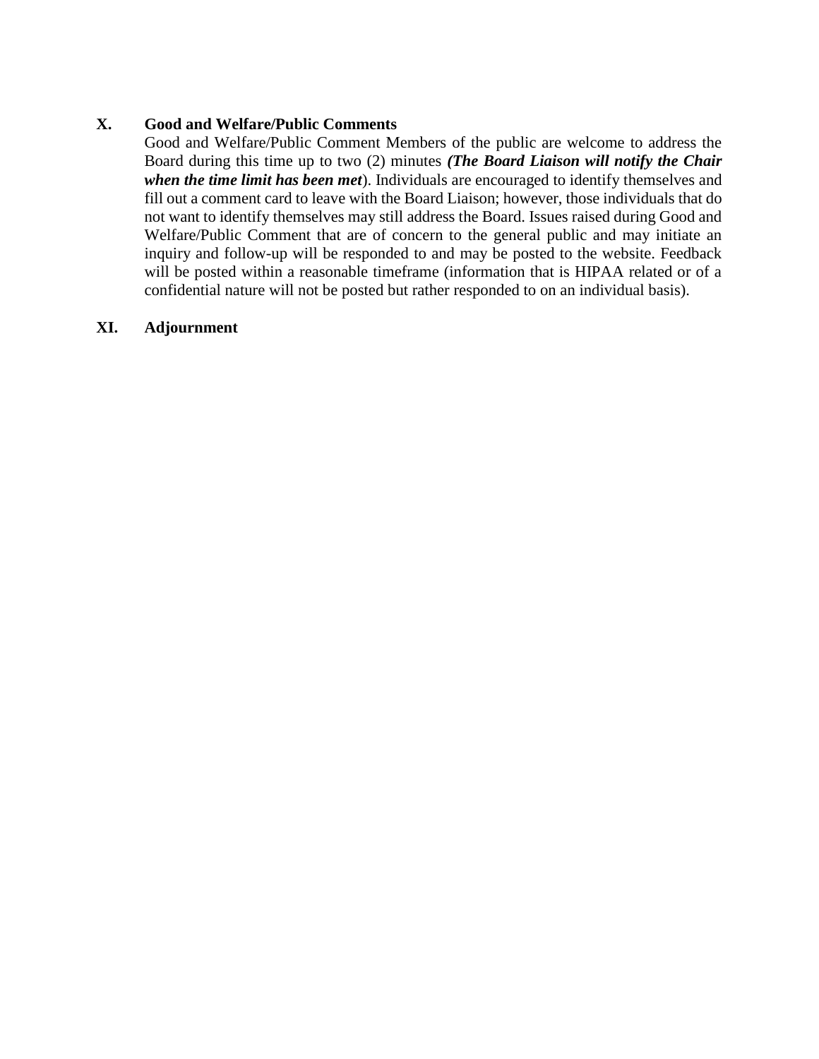**X. Good and Welfare/Public Comments**

Good and Welfare/Public Comment Members of the public are welcome to address the Board during this time up to two (2) minutes ***(The Board Liaison will notify the Chair when the time limit has been met***). Individuals are encouraged to identify themselves and fill out a comment card to leave with the Board Liaison; however, those individuals that do not want to identify themselves may still address the Board. Issues raised during Good and Welfare/Public Comment that are of concern to the general public and may initiate an inquiry and follow-up will be responded to and may be posted to the website. Feedback will be posted within a reasonable timeframe (information that is HIPAA related or of a confidential nature will not be posted but rather responded to on an individual basis).

**XI. Adjournment**